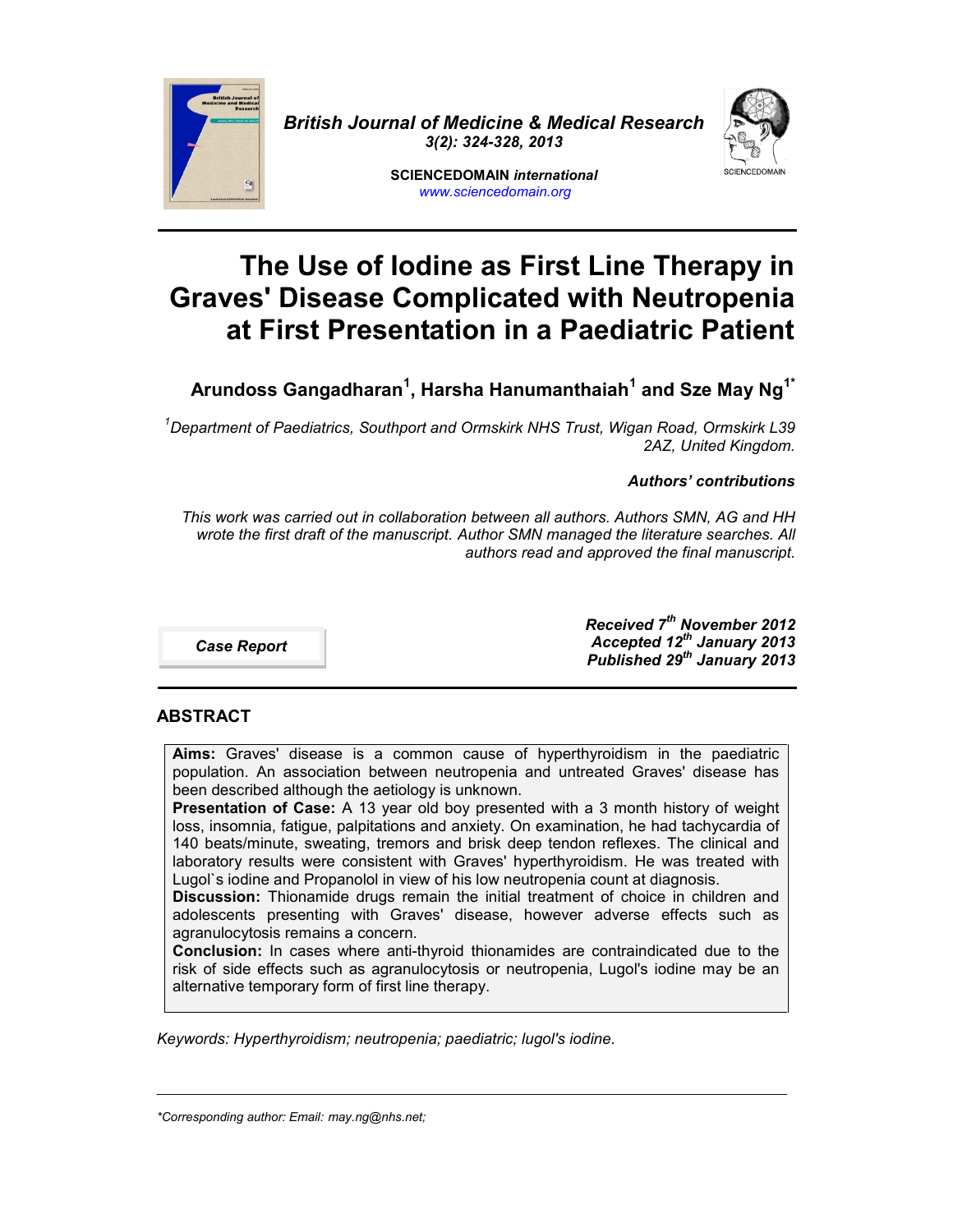# The Use of Iodine as First Line Therapy in Graves' Disease Complicated with Neutropenia at First Presentation in a Paediatric Patient

**Arundoss Gangadharan[1], Harsha Hanumanthaiah[1] and Sze May Ng[1*]**

*[1]Department of Paediatrics, Southport and Ormskirk NHS Trust, Wigan Road, Ormskirk L39 2AZ, United Kingdom.*

***Authors' contributions***

*This work was carried out in collaboration between all authors. Authors SMN, AG and HH wrote the first draft of the manuscript. Author SMN managed the literature searches. All authors read and approved the final manuscript.*

***Case Report***

***Received 7th November 2012***
***Accepted 12th January 2013***
***Published 29th January 2013***

## ABSTRACT

**Aims:** Graves' disease is a common cause of hyperthyroidism in the paediatric population. An association between neutropenia and untreated Graves' disease has been described although the aetiology is unknown.

**Presentation of Case:** A 13 year old boy presented with a 3 month history of weight loss, insomnia, fatigue, palpitations and anxiety. On examination, he had tachycardia of 140 beats/minute, sweating, tremors and brisk deep tendon reflexes. The clinical and laboratory results were consistent with Graves' hyperthyroidism. He was treated with Lugol`s iodine and Propanolol in view of his low neutropenia count at diagnosis.

**Discussion:** Thionamide drugs remain the initial treatment of choice in children and adolescents presenting with Graves' disease, however adverse effects such as agranulocytosis remains a concern.

**Conclusion:** In cases where anti-thyroid thionamides are contraindicated due to the risk of side effects such as agranulocytosis or neutropenia, Lugol's iodine may be an alternative temporary form of first line therapy.

*Keywords: Hyperthyroidism; neutropenia; paediatric; lugol's iodine.*

*\*Corresponding author: Email: may.ng@nhs.net;*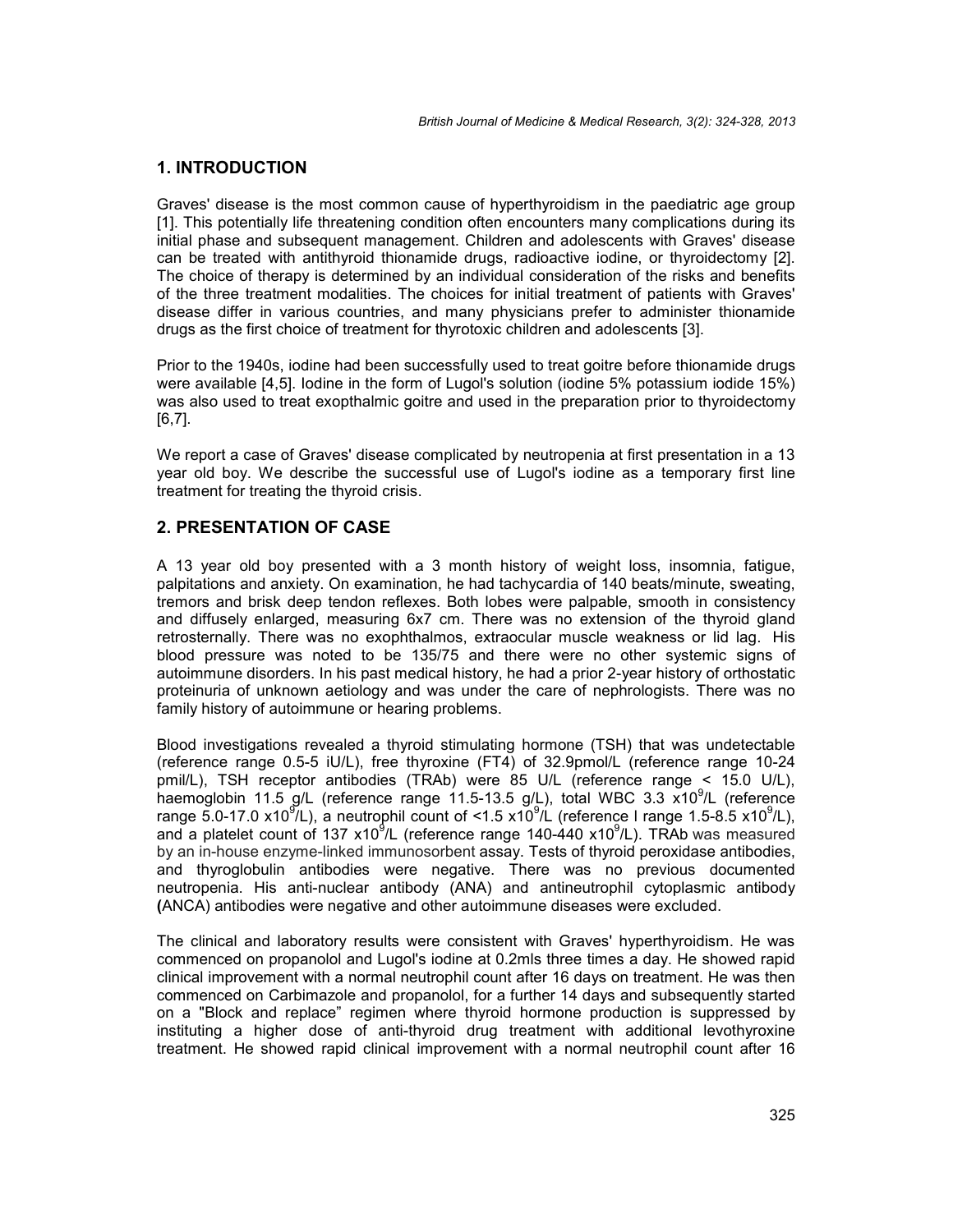## 1. INTRODUCTION

Graves' disease is the most common cause of hyperthyroidism in the paediatric age group [1]. This potentially life threatening condition often encounters many complications during its initial phase and subsequent management. Children and adolescents with Graves' disease can be treated with antithyroid thionamide drugs, radioactive iodine, or thyroidectomy [2]. The choice of therapy is determined by an individual consideration of the risks and benefits of the three treatment modalities. The choices for initial treatment of patients with Graves' disease differ in various countries, and many physicians prefer to administer thionamide drugs as the first choice of treatment for thyrotoxic children and adolescents [3].

Prior to the 1940s, iodine had been successfully used to treat goitre before thionamide drugs were available [4,5]. Iodine in the form of Lugol's solution (iodine 5% potassium iodide 15%) was also used to treat exopthalmic goitre and used in the preparation prior to thyroidectomy [6,7].

We report a case of Graves' disease complicated by neutropenia at first presentation in a 13 year old boy. We describe the successful use of Lugol's iodine as a temporary first line treatment for treating the thyroid crisis.

## 2. PRESENTATION OF CASE

A 13 year old boy presented with a 3 month history of weight loss, insomnia, fatigue, palpitations and anxiety. On examination, he had tachycardia of 140 beats/minute, sweating, tremors and brisk deep tendon reflexes. Both lobes were palpable, smooth in consistency and diffusely enlarged, measuring 6x7 cm. There was no extension of the thyroid gland retrosternally. There was no exophthalmos, extraocular muscle weakness or lid lag. His blood pressure was noted to be 135/75 and there were no other systemic signs of autoimmune disorders. In his past medical history, he had a prior 2-year history of orthostatic proteinuria of unknown aetiology and was under the care of nephrologists. There was no family history of autoimmune or hearing problems.

Blood investigations revealed a thyroid stimulating hormone (TSH) that was undetectable (reference range 0.5-5 iU/L), free thyroxine (FT4) of 32.9pmol/L (reference range 10-24 pmil/L), TSH receptor antibodies (TRAb) were 85 U/L (reference range < 15.0 U/L), haemoglobin 11.5 g/L (reference range 11.5-13.5 g/L), total WBC 3.3 $x10^9$/L (reference range 5.0-17.0 $x10^9$/L), a neutrophil count of <1.5 $x10^9$/L (reference I range 1.5-8.5 $x10^9$/L), and a platelet count of 137 $x10^9$/L (reference range 140-440 $x10^9$/L). TRAb was measured by an in-house enzyme-linked immunosorbent assay. Tests of thyroid peroxidase antibodies, and thyroglobulin antibodies were negative. There was no previous documented neutropenia. His anti-nuclear antibody (ANA) and antineutrophil cytoplasmic antibody (ANCA) antibodies were negative and other autoimmune diseases were excluded.

The clinical and laboratory results were consistent with Graves' hyperthyroidism. He was commenced on propanolol and Lugol's iodine at 0.2mls three times a day. He showed rapid clinical improvement with a normal neutrophil count after 16 days on treatment. He was then commenced on Carbimazole and propanolol, for a further 14 days and subsequently started on a "Block and replace" regimen where thyroid hormone production is suppressed by instituting a higher dose of anti-thyroid drug treatment with additional levothyroxine treatment. He showed rapid clinical improvement with a normal neutrophil count after 16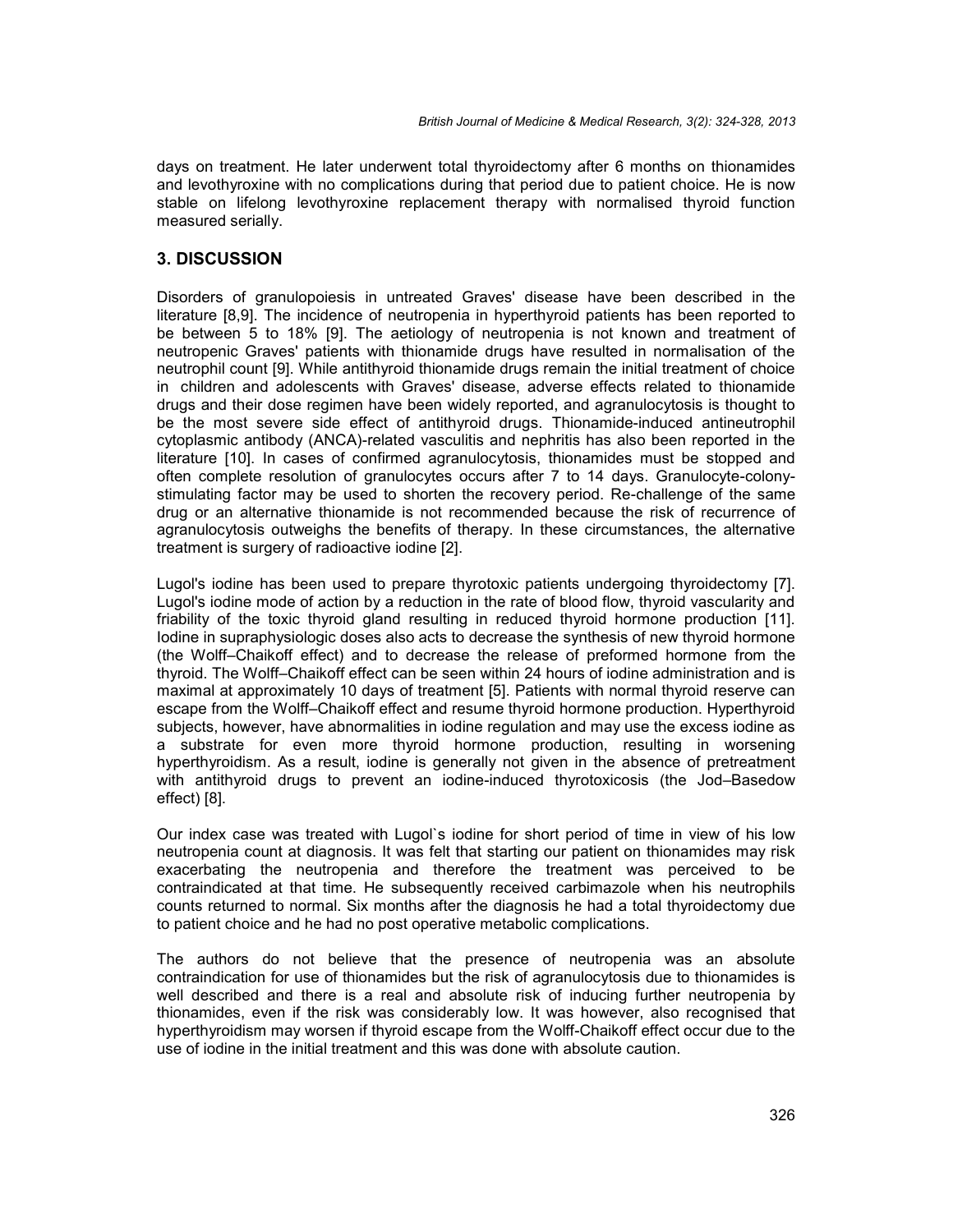days on treatment. He later underwent total thyroidectomy after 6 months on thionamides and levothyroxine with no complications during that period due to patient choice. He is now stable on lifelong levothyroxine replacement therapy with normalised thyroid function measured serially.

## 3. DISCUSSION

Disorders of granulopoiesis in untreated Graves' disease have been described in the literature [8,9]. The incidence of neutropenia in hyperthyroid patients has been reported to be between 5 to 18% [9]. The aetiology of neutropenia is not known and treatment of neutropenic Graves' patients with thionamide drugs have resulted in normalisation of the neutrophil count [9]. While antithyroid thionamide drugs remain the initial treatment of choice in children and adolescents with Graves' disease, adverse effects related to thionamide drugs and their dose regimen have been widely reported, and agranulocytosis is thought to be the most severe side effect of antithyroid drugs. Thionamide-induced antineutrophil cytoplasmic antibody (ANCA)-related vasculitis and nephritis has also been reported in the literature [10]. In cases of confirmed agranulocytosis, thionamides must be stopped and often complete resolution of granulocytes occurs after 7 to 14 days. Granulocyte-colony-stimulating factor may be used to shorten the recovery period. Re-challenge of the same drug or an alternative thionamide is not recommended because the risk of recurrence of agranulocytosis outweighs the benefits of therapy. In these circumstances, the alternative treatment is surgery of radioactive iodine [2].

Lugol's iodine has been used to prepare thyrotoxic patients undergoing thyroidectomy [7]. Lugol's iodine mode of action by a reduction in the rate of blood flow, thyroid vascularity and friability of the toxic thyroid gland resulting in reduced thyroid hormone production [11]. Iodine in supraphysiologic doses also acts to decrease the synthesis of new thyroid hormone (the Wolff–Chaikoff effect) and to decrease the release of preformed hormone from the thyroid. The Wolff–Chaikoff effect can be seen within 24 hours of iodine administration and is maximal at approximately 10 days of treatment [5]. Patients with normal thyroid reserve can escape from the Wolff–Chaikoff effect and resume thyroid hormone production. Hyperthyroid subjects, however, have abnormalities in iodine regulation and may use the excess iodine as a substrate for even more thyroid hormone production, resulting in worsening hyperthyroidism. As a result, iodine is generally not given in the absence of pretreatment with antithyroid drugs to prevent an iodine-induced thyrotoxicosis (the Jod–Basedow effect) [8].

Our index case was treated with Lugol`s iodine for short period of time in view of his low neutropenia count at diagnosis. It was felt that starting our patient on thionamides may risk exacerbating the neutropenia and therefore the treatment was perceived to be contraindicated at that time. He subsequently received carbimazole when his neutrophils counts returned to normal. Six months after the diagnosis he had a total thyroidectomy due to patient choice and he had no post operative metabolic complications.

The authors do not believe that the presence of neutropenia was an absolute contraindication for use of thionamides but the risk of agranulocytosis due to thionamides is well described and there is a real and absolute risk of inducing further neutropenia by thionamides, even if the risk was considerably low. It was however, also recognised that hyperthyroidism may worsen if thyroid escape from the Wolff-Chaikoff effect occur due to the use of iodine in the initial treatment and this was done with absolute caution.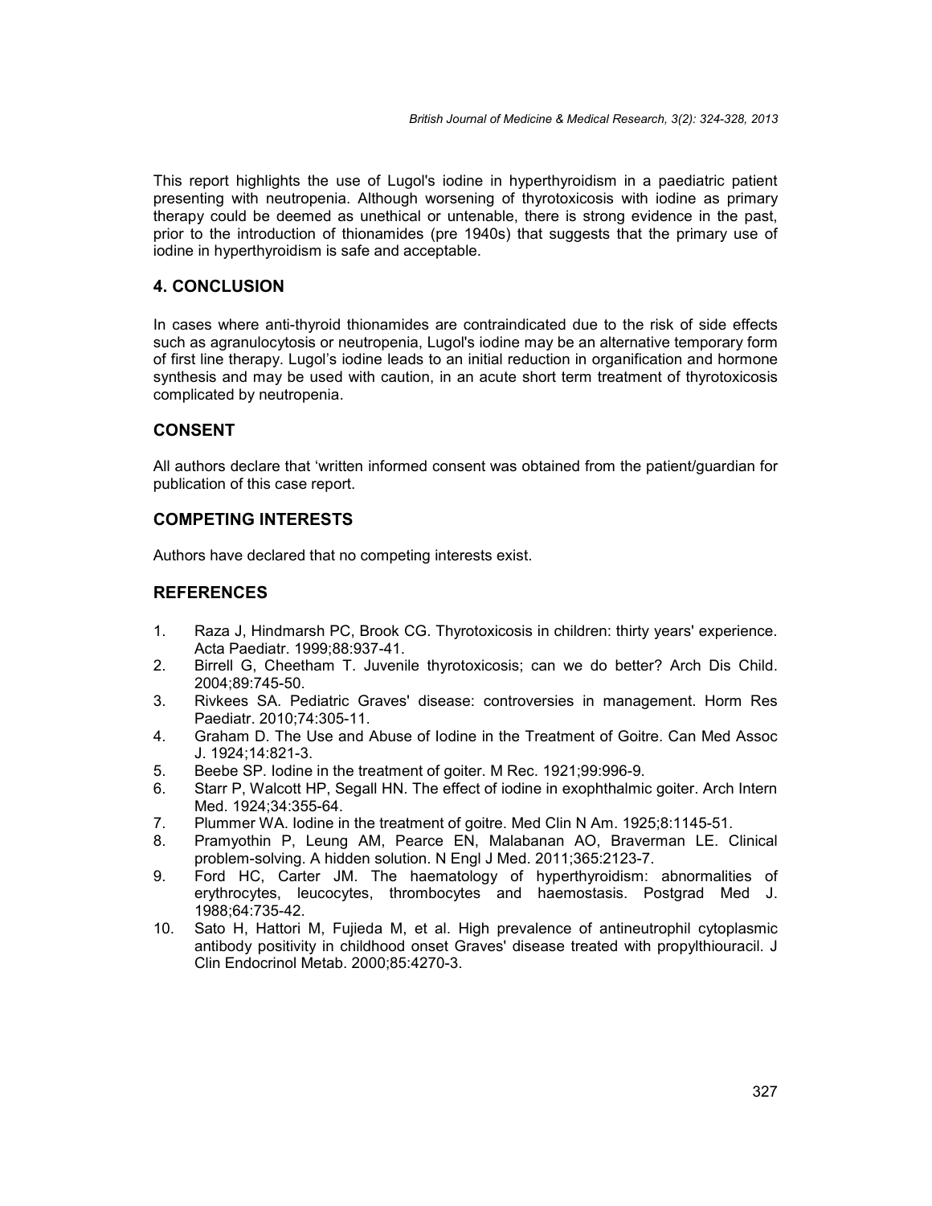This report highlights the use of Lugol's iodine in hyperthyroidism in a paediatric patient presenting with neutropenia. Although worsening of thyrotoxicosis with iodine as primary therapy could be deemed as unethical or untenable, there is strong evidence in the past, prior to the introduction of thionamides (pre 1940s) that suggests that the primary use of iodine in hyperthyroidism is safe and acceptable.

## 4. CONCLUSION

In cases where anti-thyroid thionamides are contraindicated due to the risk of side effects such as agranulocytosis or neutropenia, Lugol's iodine may be an alternative temporary form of first line therapy. Lugol's iodine leads to an initial reduction in organification and hormone synthesis and may be used with caution, in an acute short term treatment of thyrotoxicosis complicated by neutropenia.

## CONSENT

All authors declare that 'written informed consent was obtained from the patient/guardian for publication of this case report.

## COMPETING INTERESTS

Authors have declared that no competing interests exist.

## REFERENCES

1. Raza J, Hindmarsh PC, Brook CG. Thyrotoxicosis in children: thirty years' experience. Acta Paediatr. 1999;88:937-41.
2. Birrell G, Cheetham T. Juvenile thyrotoxicosis; can we do better? Arch Dis Child. 2004;89:745-50.
3. Rivkees SA. Pediatric Graves' disease: controversies in management. Horm Res Paediatr. 2010;74:305-11.
4. Graham D. The Use and Abuse of Iodine in the Treatment of Goitre. Can Med Assoc J. 1924;14:821-3.
5. Beebe SP. Iodine in the treatment of goiter. M Rec. 1921;99:996-9.
6. Starr P, Walcott HP, Segall HN. The effect of iodine in exophthalmic goiter. Arch Intern Med. 1924;34:355-64.
7. Plummer WA. Iodine in the treatment of goitre. Med Clin N Am. 1925;8:1145-51.
8. Pramyothin P, Leung AM, Pearce EN, Malabanan AO, Braverman LE. Clinical problem-solving. A hidden solution. N Engl J Med. 2011;365:2123-7.
9. Ford HC, Carter JM. The haematology of hyperthyroidism: abnormalities of erythrocytes, leucocytes, thrombocytes and haemostasis. Postgrad Med J. 1988;64:735-42.
10. Sato H, Hattori M, Fujieda M, et al. High prevalence of antineutrophil cytoplasmic antibody positivity in childhood onset Graves' disease treated with propylthiouracil. J Clin Endocrinol Metab. 2000;85:4270-3.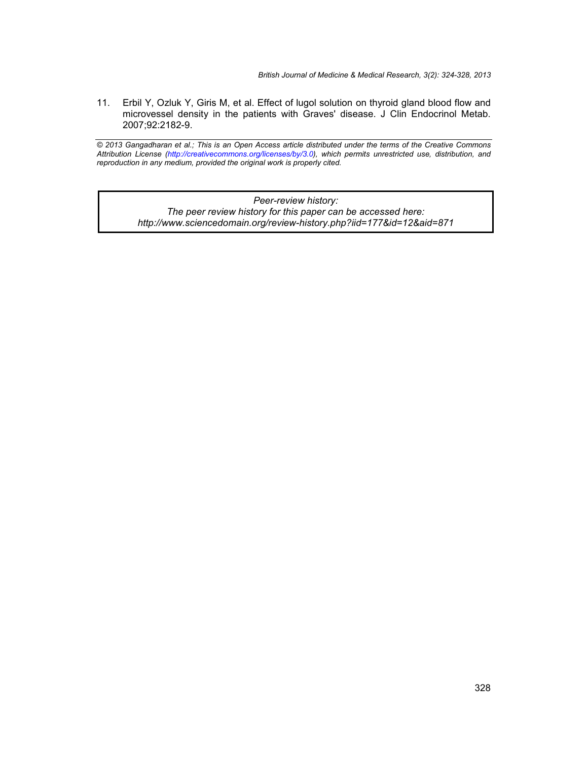11. Erbil Y, Ozluk Y, Giris M, et al. Effect of lugol solution on thyroid gland blood flow and microvessel density in the patients with Graves' disease. J Clin Endocrinol Metab. 2007;92:2182-9.

---

*© 2013 Gangadharan et al.; This is an Open Access article distributed under the terms of the Creative Commons Attribution License (http://creativecommons.org/licenses/by/3.0), which permits unrestricted use, distribution, and reproduction in any medium, provided the original work is properly cited.*

*Peer-review history:*
*The peer review history for this paper can be accessed here:*
*http://www.sciencedomain.org/review-history.php?iid=177&id=12&aid=871*